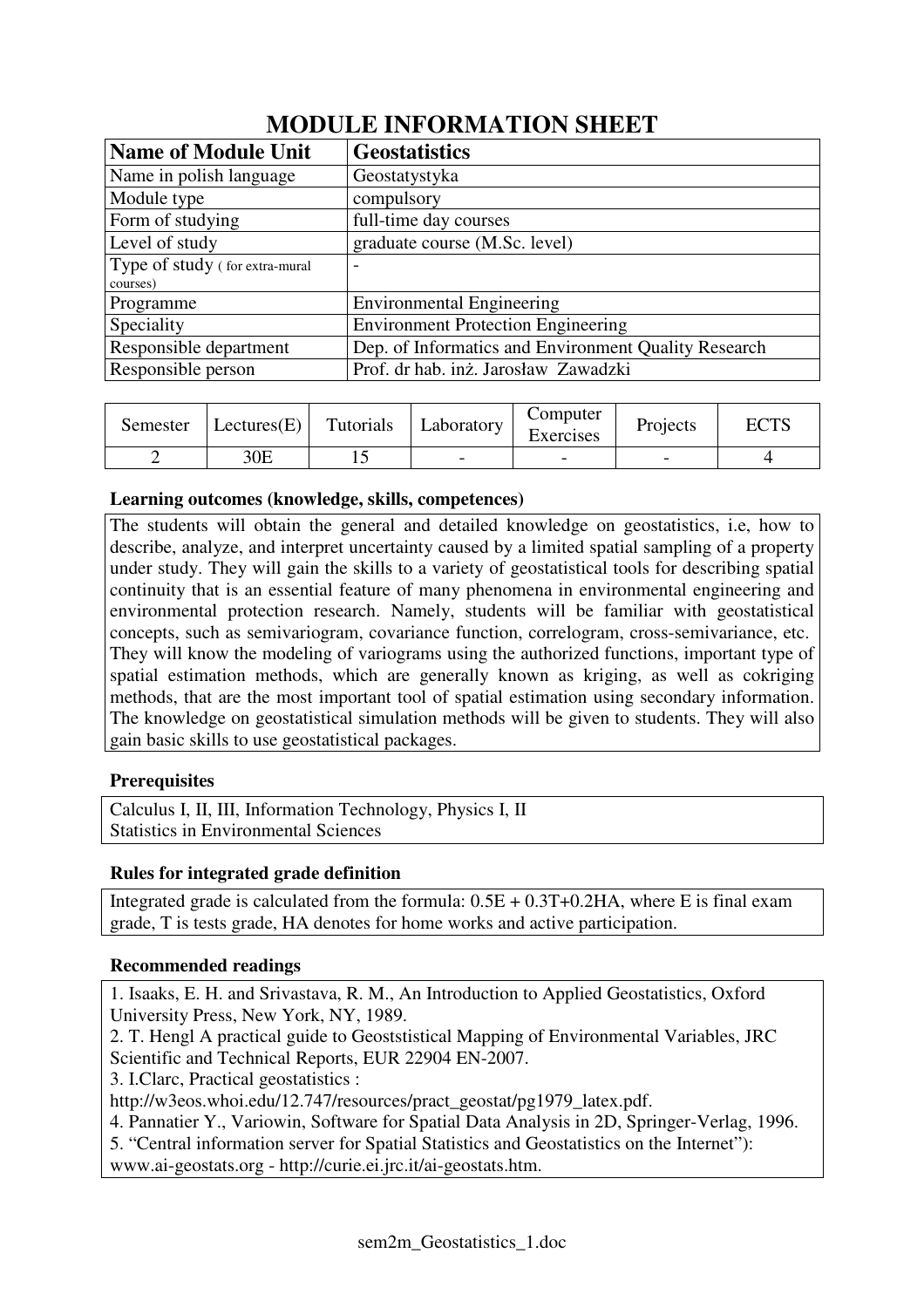# MODULE INFORMATION SHEET

| Name of Module Unit | Geostatistics |
|---|---|
| Name in polish language | Geostatystyka |
| Module type | compulsory |
| Form of studying | full-time day courses |
| Level of study | graduate course (M.Sc. level) |
| Type of study ( for extra-mural courses) | - |
| Programme | Environmental Engineering |
| Speciality | Environment Protection Engineering |
| Responsible department | Dep. of Informatics and Environment Quality Research |
| Responsible person | Prof. dr hab. inż. Jarosław Zawadzki |

| Semester | Lectures(E) | Tutorials | Laboratory | Computer Exercises | Projects | ECTS |
|---|---|---|---|---|---|---|
| 2 | 30E | 15 | - | - | - | 4 |

### Learning outcomes (knowledge, skills, competences)

The students will obtain the general and detailed knowledge on geostatistics, i.e, how to describe, analyze, and interpret uncertainty caused by a limited spatial sampling of a property under study. They will gain the skills to a variety of geostatistical tools for describing spatial continuity that is an essential feature of many phenomena in environmental engineering and environmental protection research. Namely, students will be familiar with geostatistical concepts, such as semivariogram, covariance function, correlogram, cross-semivariance, etc. They will know the modeling of variograms using the authorized functions, important type of spatial estimation methods, which are generally known as kriging, as well as cokriging methods, that are the most important tool of spatial estimation using secondary information. The knowledge on geostatistical simulation methods will be given to students. They will also gain basic skills to use geostatistical packages.

### Prerequisites

Calculus I, II, III, Information Technology, Physics I, II
Statistics in Environmental Sciences

### Rules for integrated grade definition

Integrated grade is calculated from the formula: 0.5E + 0.3T+0.2HA, where E is final exam grade, T is tests grade, HA denotes for home works and active participation.

### Recommended readings

1. Isaaks, E. H. and Srivastava, R. M., An Introduction to Applied Geostatistics, Oxford University Press, New York, NY, 1989.
2. T. Hengl A practical guide to Geoststistical Mapping of Environmental Variables, JRC Scientific and Technical Reports, EUR 22904 EN-2007.
3. I.Clarc, Practical geostatistics : http://w3eos.whoi.edu/12.747/resources/pract_geostat/pg1979_latex.pdf.
4. Pannatier Y., Variowin, Software for Spatial Data Analysis in 2D, Springer-Verlag, 1996.
5. "Central information server for Spatial Statistics and Geostatistics on the Internet"): www.ai-geostats.org - http://curie.ei.jrc.it/ai-geostats.htm.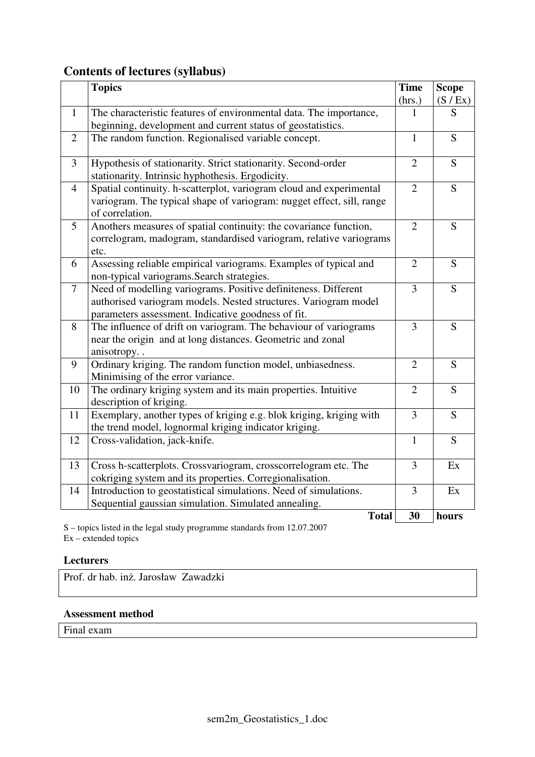## Contents of lectures (syllabus)

| | Topics | Time (hrs.) | Scope (S / Ex) |
|---|---|---|---|
| 1 | The characteristic features of environmental data. The importance, beginning, development and current status of geostatistics. | 1 | S |
| 2 | The random function. Regionalised variable concept. | 1 | S |
| 3 | Hypothesis of stationarity. Strict stationarity. Second-order stationarity. Intrinsic hyphothesis. Ergodicity. | 2 | S |
| 4 | Spatial continuity. h-scatterplot, variogram cloud and experimental variogram. The typical shape of variogram: nugget effect, sill, range of correlation. | 2 | S |
| 5 | Anothers measures of spatial continuity: the covariance function, correlogram, madogram, standardised variogram, relative variograms etc. | 2 | S |
| 6 | Assessing reliable empirical variograms. Examples of typical and non-typical variograms.Search strategies. | 2 | S |
| 7 | Need of modelling variograms. Positive definiteness. Different authorised variogram models. Nested structures. Variogram model parameters assessment. Indicative goodness of fit. | 3 | S |
| 8 | The influence of drift on variogram. The behaviour of variograms near the origin and at long distances. Geometric and zonal anisotropy. . | 3 | S |
| 9 | Ordinary kriging. The random function model, unbiasedness. Minimising of the error variance. | 2 | S |
| 10 | The ordinary kriging system and its main properties. Intuitive description of kriging. | 2 | S |
| 11 | Exemplary, another types of kriging e.g. blok kriging, kriging with the trend model, lognormal kriging indicator kriging. | 3 | S |
| 12 | Cross-validation, jack-knife. | 1 | S |
| 13 | Cross h-scatterplots. Crossvariogram, crosscorrelogram etc. The cokriging system and its properties. Corregionalisation. | 3 | Ex |
| 14 | Introduction to geostatistical simulations. Need of simulations. Sequential gaussian simulation. Simulated annealing. | 3 | Ex |
| | **Total** | **30** | **hours** |

S – topics listed in the legal study programme standards from 12.07.2007
Ex – extended topics

### Lecturers

Prof. dr hab. inż. Jarosław Zawadzki

### Assessment method

Final exam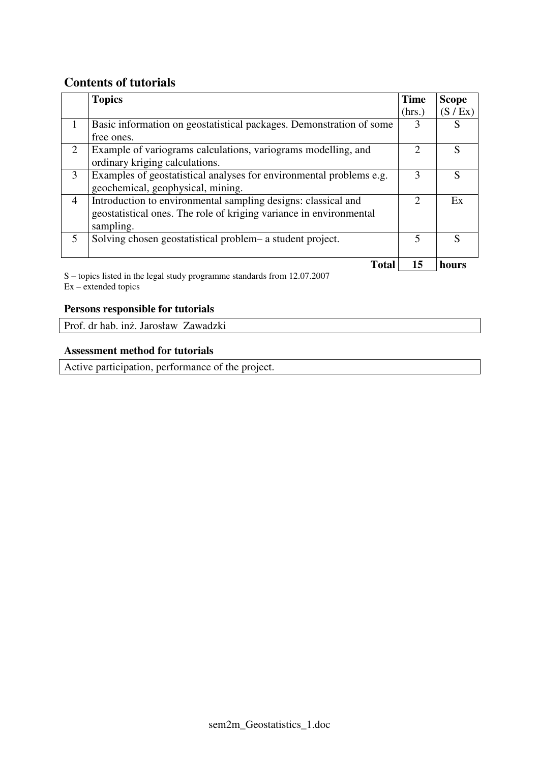## Contents of tutorials

| | Topics | Time (hrs.) | Scope (S / Ex) |
|---|---|---|---|
| 1 | Basic information on geostatistical packages. Demonstration of some free ones. | 3 | S |
| 2 | Example of variograms calculations, variograms modelling, and ordinary kriging calculations. | 2 | S |
| 3 | Examples of geostatistical analyses for environmental problems e.g. geochemical, geophysical, mining. | 3 | S |
| 4 | Introduction to environmental sampling designs: classical and geostatistical ones. The role of kriging variance in environmental sampling. | 2 | Ex |
| 5 | Solving chosen geostatistical problem– a student project. | 5 | S |
| | **Total** | **15** | **hours** |

S – topics listed in the legal study programme standards from 12.07.2007
Ex – extended topics

### Persons responsible for tutorials

Prof. dr hab. inż. Jarosław Zawadzki

### Assessment method for tutorials

Active participation, performance of the project.